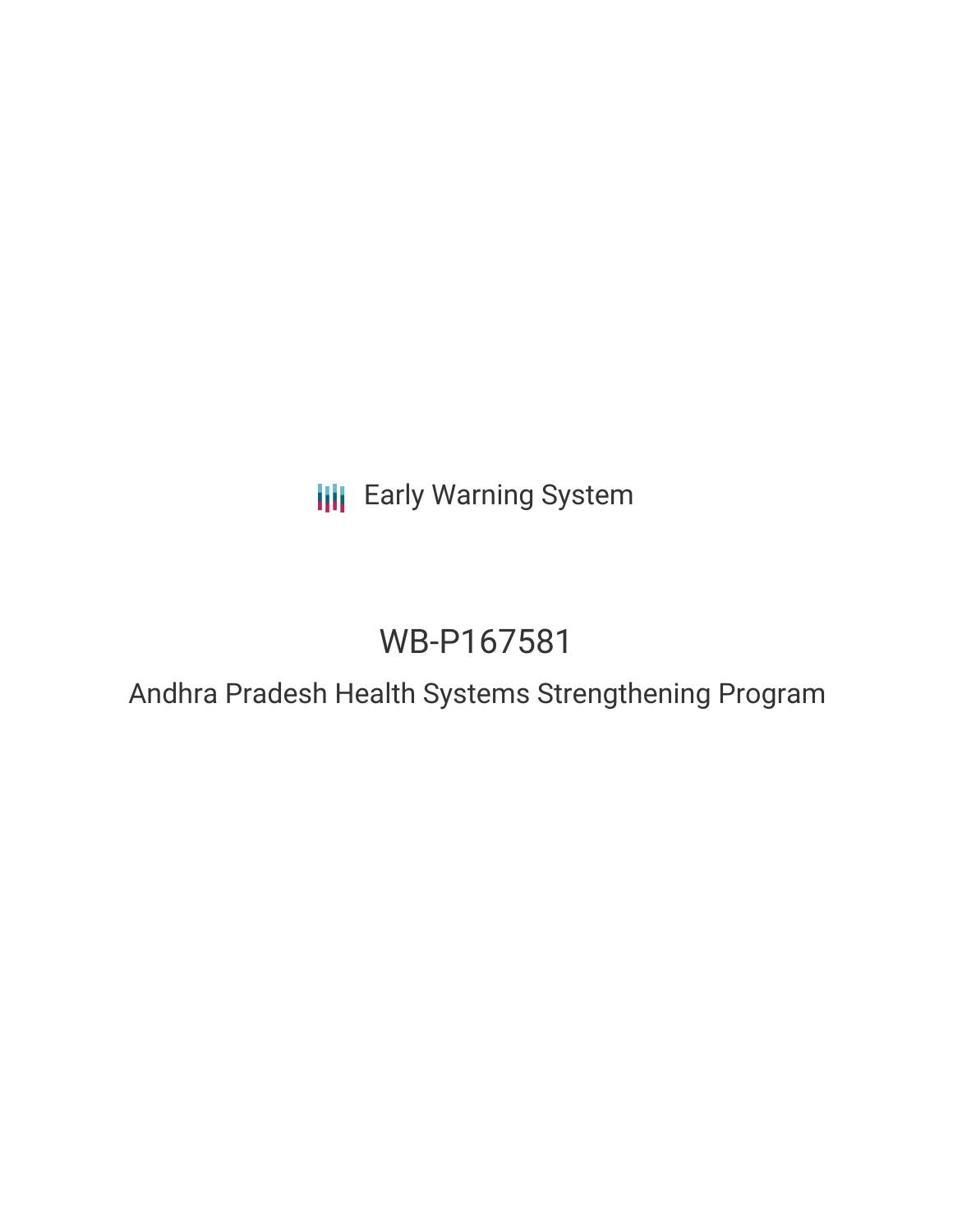Early Warning System

# WB-P167581

## Andhra Pradesh Health Systems Strengthening Program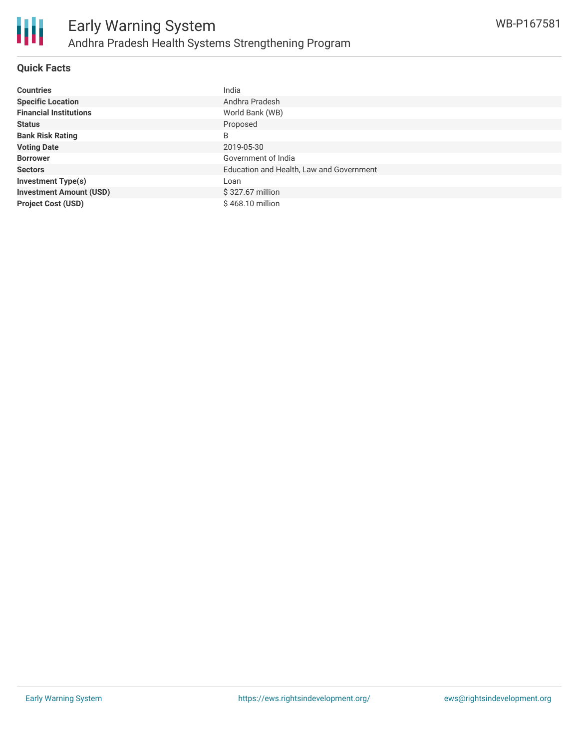# Early Warning System

## Andhra Pradesh Health Systems Strengthening Program

WB-P167581

### Quick Facts

| | |
|---|---|
| **Countries** | India |
| **Specific Location** | Andhra Pradesh |
| **Financial Institutions** | World Bank (WB) |
| **Status** | Proposed |
| **Bank Risk Rating** | B |
| **Voting Date** | 2019-05-30 |
| **Borrower** | Government of India |
| **Sectors** | Education and Health, Law and Government |
| **Investment Type(s)** | Loan |
| **Investment Amount (USD)** | $ 327.67 million |
| **Project Cost (USD)** | $ 468.10 million |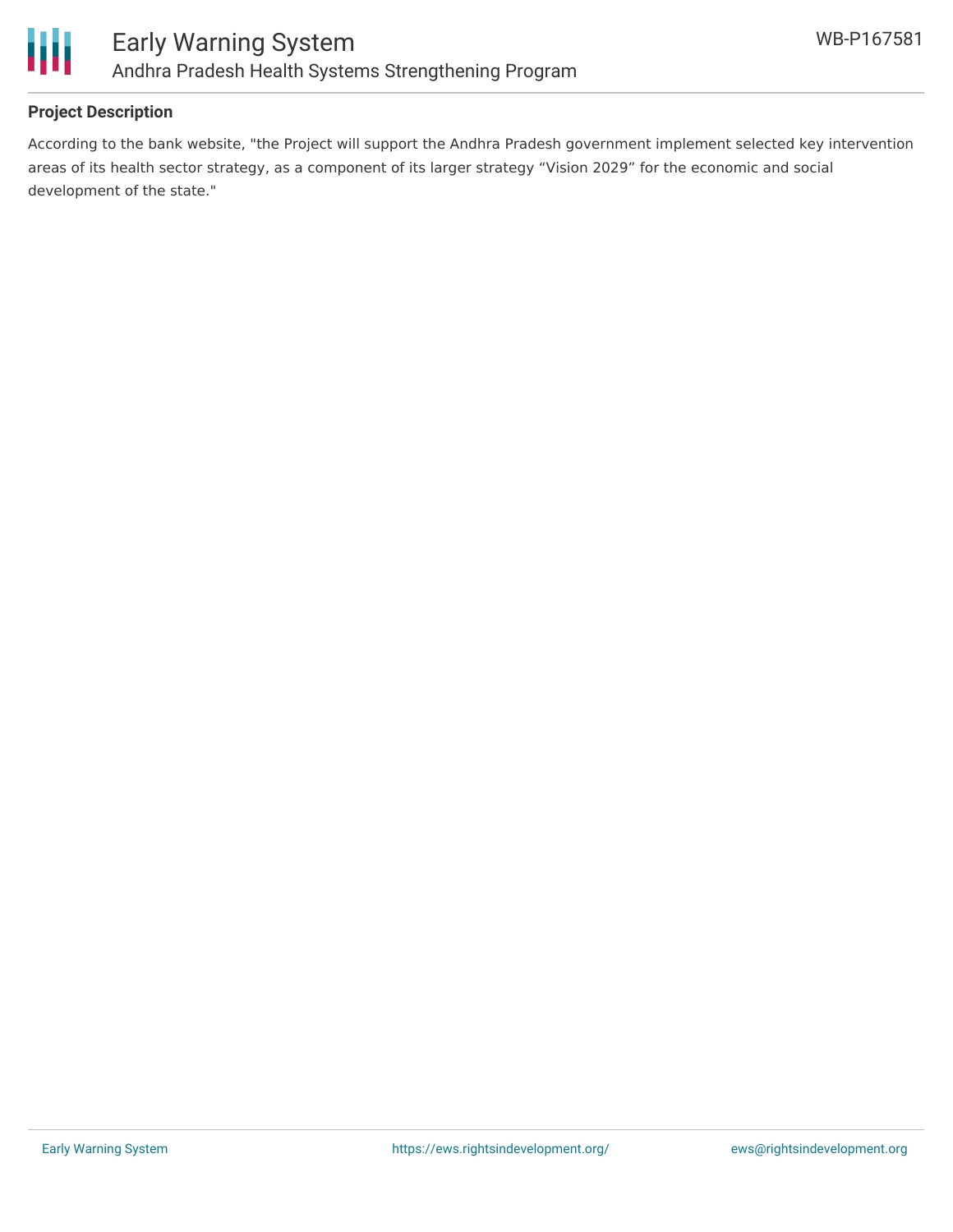**Project Description**

According to the bank website, "the Project will support the Andhra Pradesh government implement selected key intervention areas of its health sector strategy, as a component of its larger strategy “Vision 2029” for the economic and social development of the state."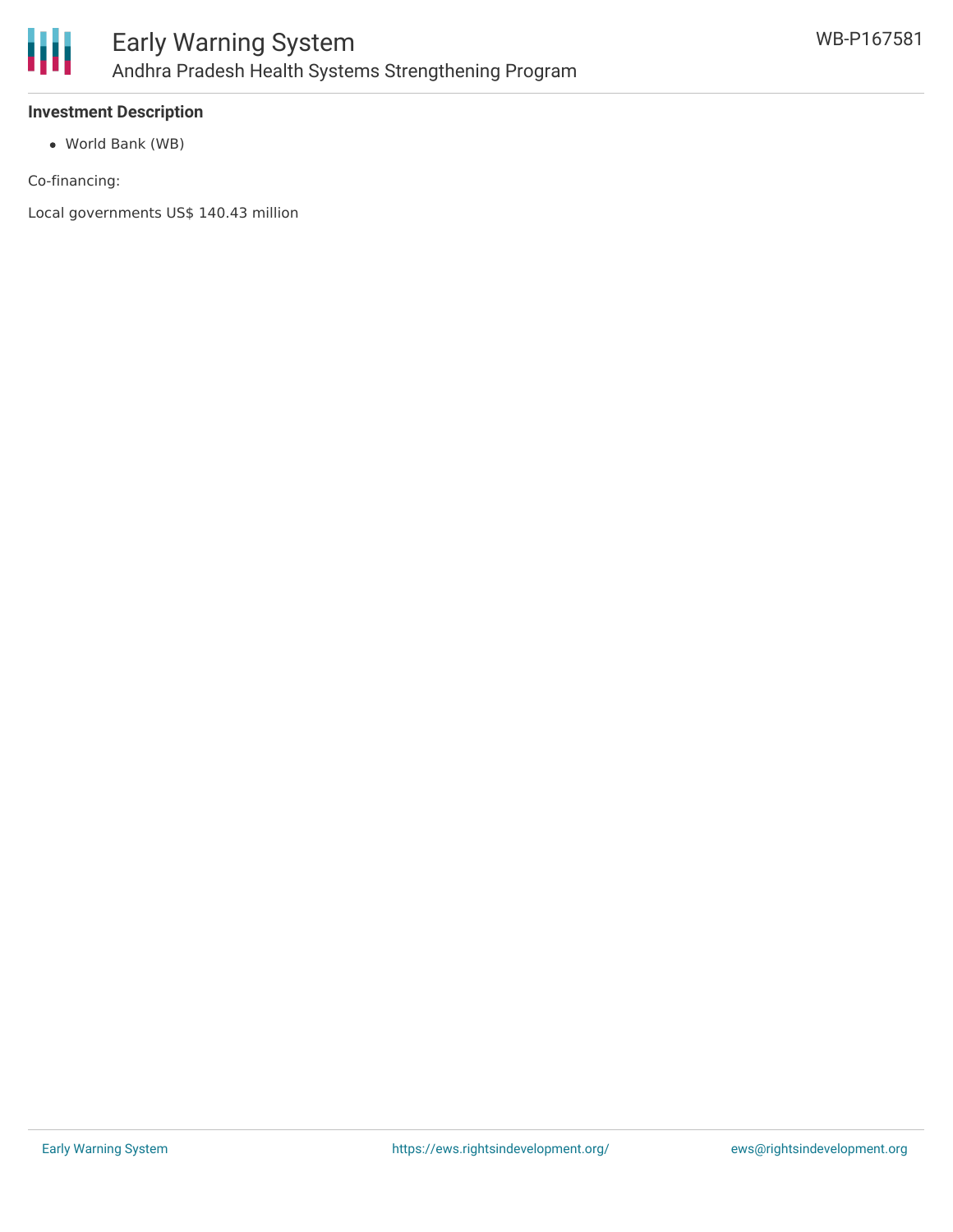**Investment Description**

- World Bank (WB)

Co-financing:

Local governments US$ 140.43 million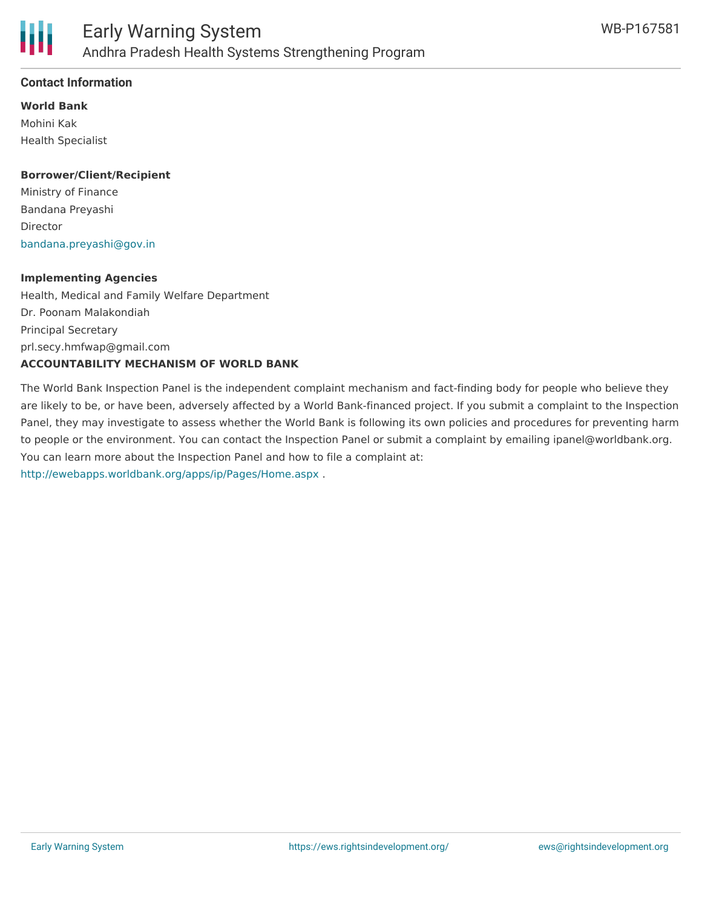## Contact Information

**World Bank**

Mohini Kak
Health Specialist

**Borrower/Client/Recipient**

Ministry of Finance
Bandana Preyashi
Director
bandana.preyashi@gov.in

**Implementing Agencies**

Health, Medical and Family Welfare Department
Dr. Poonam Malakondiah
Principal Secretary
prl.secy.hmfwap@gmail.com

**ACCOUNTABILITY MECHANISM OF WORLD BANK**

The World Bank Inspection Panel is the independent complaint mechanism and fact-finding body for people who believe they are likely to be, or have been, adversely affected by a World Bank-financed project. If you submit a complaint to the Inspection Panel, they may investigate to assess whether the World Bank is following its own policies and procedures for preventing harm to people or the environment. You can contact the Inspection Panel or submit a complaint by emailing ipanel@worldbank.org. You can learn more about the Inspection Panel and how to file a complaint at: http://ewebapps.worldbank.org/apps/ip/Pages/Home.aspx .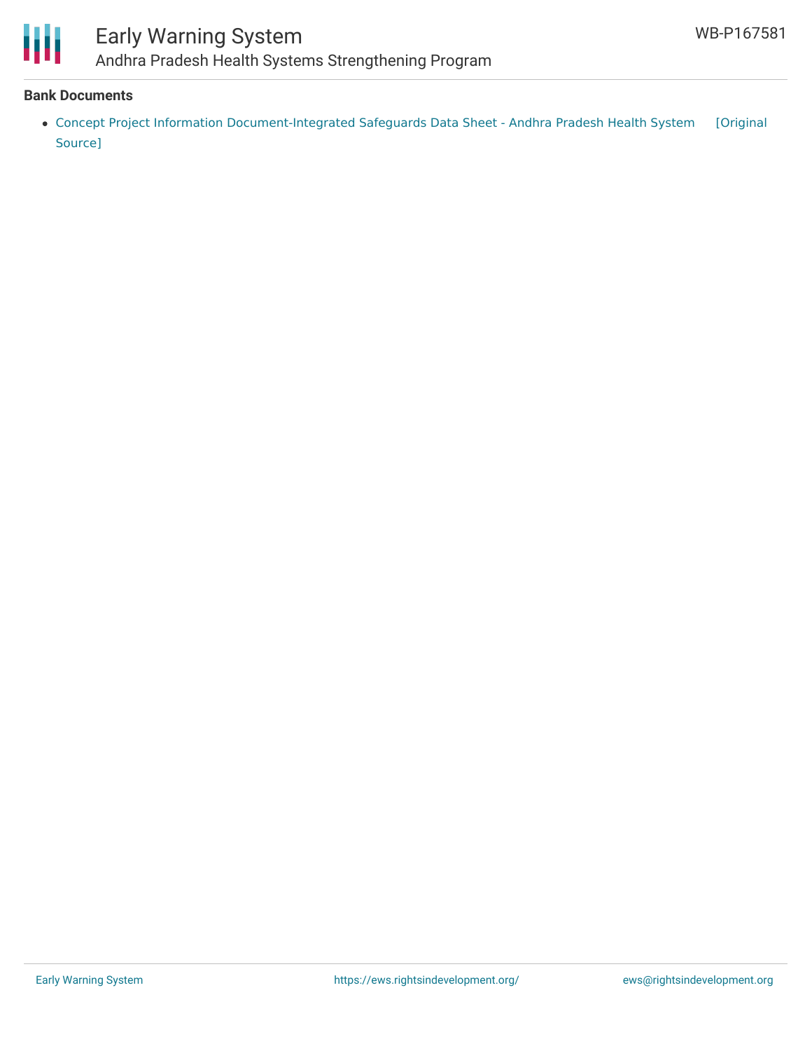**Bank Documents**

- Concept Project Information Document-Integrated Safeguards Data Sheet - Andhra Pradesh Health System [Original Source]